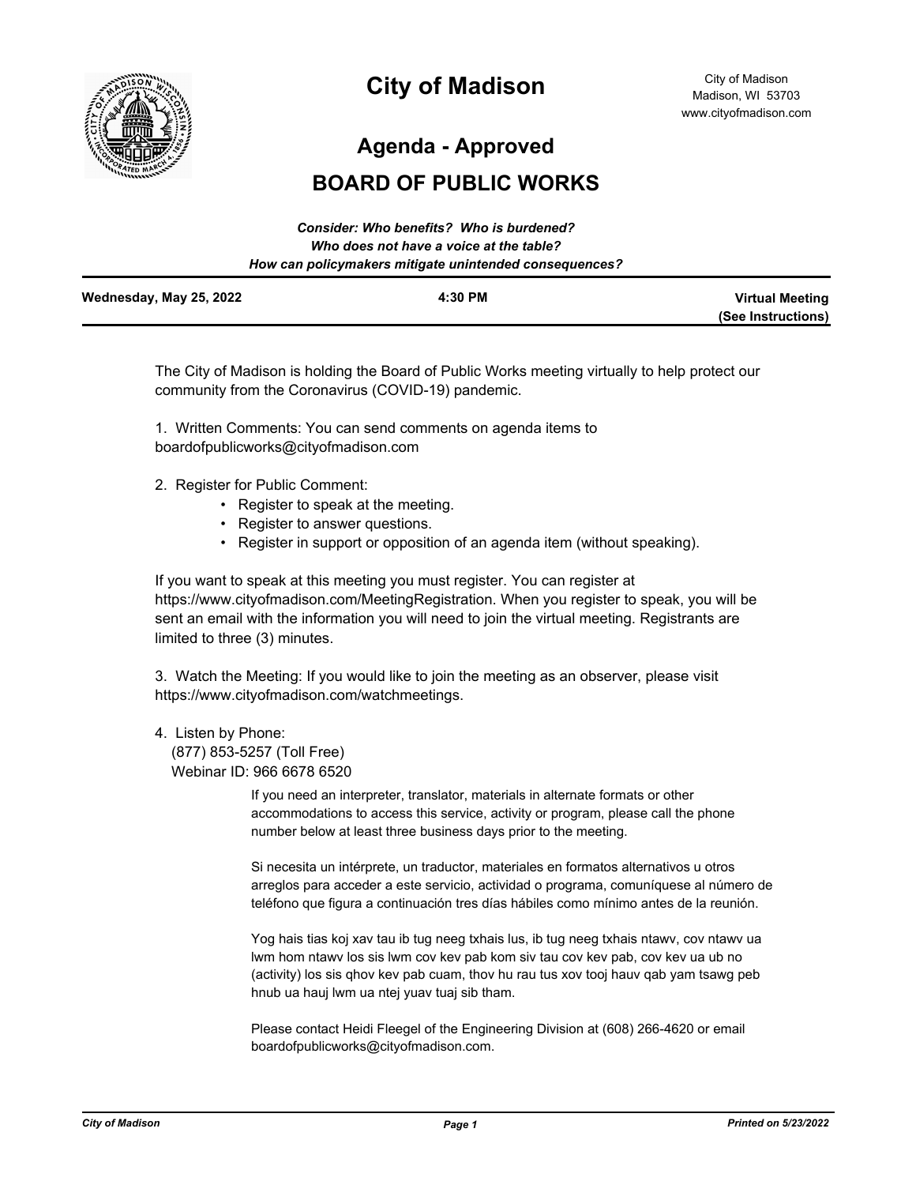# City of Madison

City of Madison
Madison, WI 53703
www.cityofmadison.com

## Agenda - Approved

## BOARD OF PUBLIC WORKS

***Consider: Who benefits? Who is burdened?***
***Who does not have a voice at the table?***
***How can policymakers mitigate unintended consequences?***

| **Wednesday, May 25, 2022** | **4:30 PM** | **Virtual Meeting (See Instructions)** |
|---|---|---|

The City of Madison is holding the Board of Public Works meeting virtually to help protect our community from the Coronavirus (COVID-19) pandemic.

1. Written Comments: You can send comments on agenda items to boardofpublicworks@cityofmadison.com

2. Register for Public Comment:
   - Register to speak at the meeting.
   - Register to answer questions.
   - Register in support or opposition of an agenda item (without speaking).

If you want to speak at this meeting you must register. You can register at https://www.cityofmadison.com/MeetingRegistration. When you register to speak, you will be sent an email with the information you will need to join the virtual meeting. Registrants are limited to three (3) minutes.

3. Watch the Meeting: If you would like to join the meeting as an observer, please visit https://www.cityofmadison.com/watchmeetings.

4. Listen by Phone:
   (877) 853-5257 (Toll Free)
   Webinar ID: 966 6678 6520

If you need an interpreter, translator, materials in alternate formats or other accommodations to access this service, activity or program, please call the phone number below at least three business days prior to the meeting.

Si necesita un intérprete, un traductor, materiales en formatos alternativos u otros arreglos para acceder a este servicio, actividad o programa, comuníquese al número de teléfono que figura a continuación tres días hábiles como mínimo antes de la reunión.

Yog hais tias koj xav tau ib tug neeg txhais lus, ib tug neeg txhais ntawv, cov ntawv ua lwm hom ntawv los sis lwm cov kev pab kom siv tau cov kev pab, cov kev ua ub no (activity) los sis qhov kev pab cuam, thov hu rau tus xov tooj hauv qab yam tsawg peb hnub ua hauj lwm ua ntej yuav tuaj sib tham.

Please contact Heidi Fleegel of the Engineering Division at (608) 266-4620 or email boardofpublicworks@cityofmadison.com.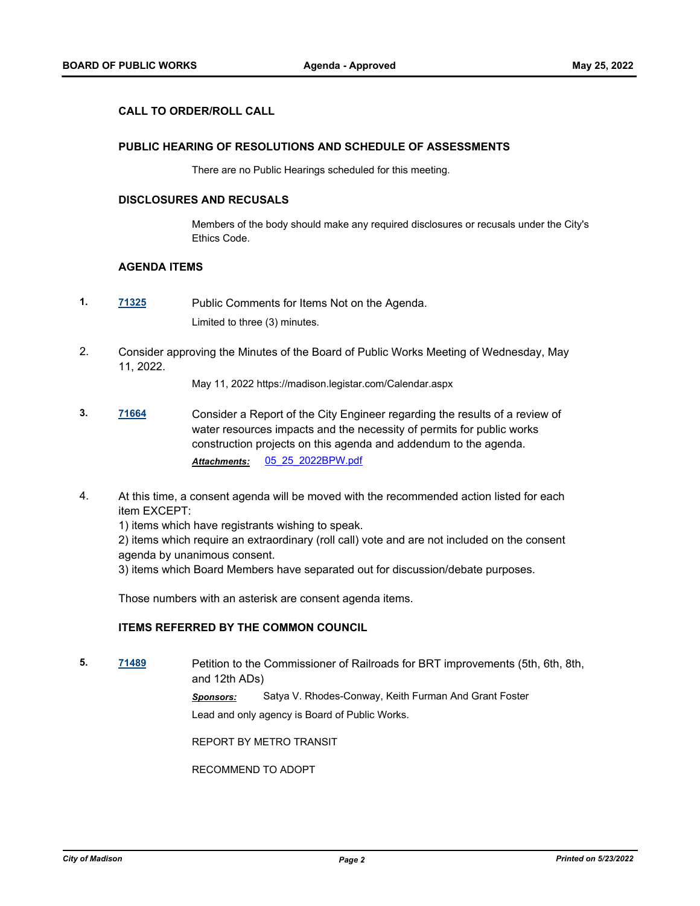## CALL TO ORDER/ROLL CALL

## PUBLIC HEARING OF RESOLUTIONS AND SCHEDULE OF ASSESSMENTS

There are no Public Hearings scheduled for this meeting.

## DISCLOSURES AND RECUSALS

Members of the body should make any required disclosures or recusals under the City's Ethics Code.

## AGENDA ITEMS

**1.** **71325** Public Comments for Items Not on the Agenda.

Limited to three (3) minutes.

2. Consider approving the Minutes of the Board of Public Works Meeting of Wednesday, May 11, 2022.

May 11, 2022 https://madison.legistar.com/Calendar.aspx

**3.** **71664** Consider a Report of the City Engineer regarding the results of a review of water resources impacts and the necessity of permits for public works construction projects on this agenda and addendum to the agenda.

***Attachments:*** 05_25_2022BPW.pdf

4. At this time, a consent agenda will be moved with the recommended action listed for each item EXCEPT:
1) items which have registrants wishing to speak.
2) items which require an extraordinary (roll call) vote and are not included on the consent agenda by unanimous consent.
3) items which Board Members have separated out for discussion/debate purposes.

Those numbers with an asterisk are consent agenda items.

## ITEMS REFERRED BY THE COMMON COUNCIL

**5.** **71489** Petition to the Commissioner of Railroads for BRT improvements (5th, 6th, 8th, and 12th ADs)

***Sponsors:*** Satya V. Rhodes-Conway, Keith Furman And Grant Foster

Lead and only agency is Board of Public Works.

REPORT BY METRO TRANSIT

RECOMMEND TO ADOPT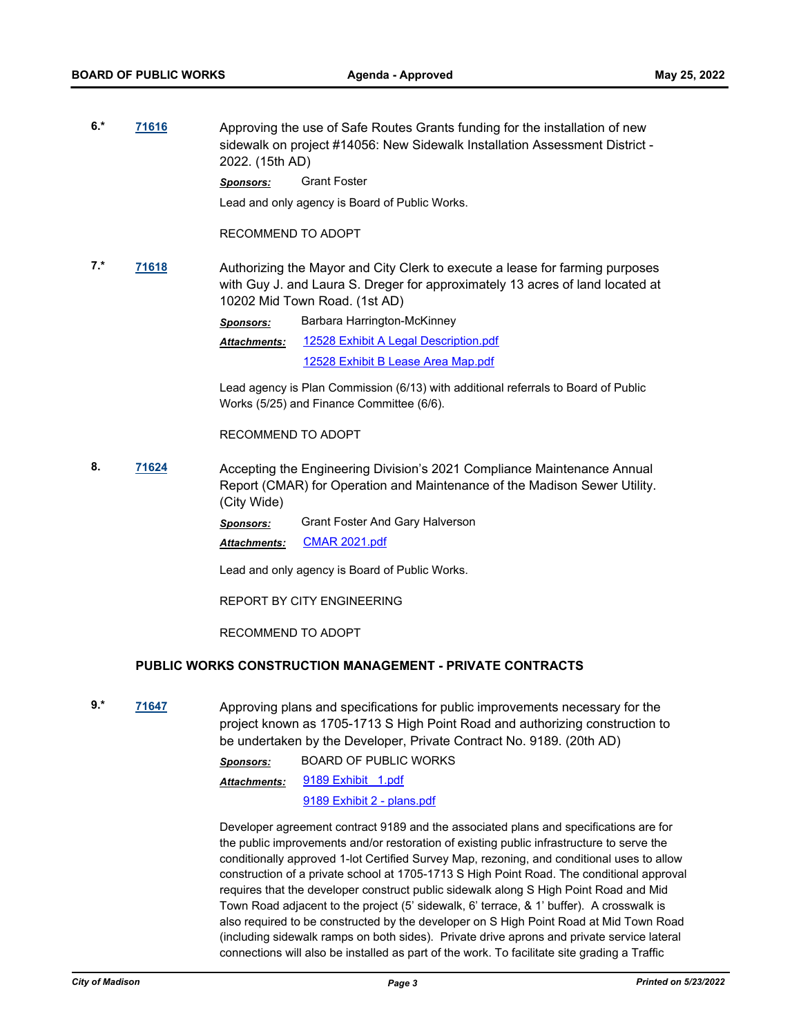**6.*** **71616** Approving the use of Safe Routes Grants funding for the installation of new sidewalk on project #14056: New Sidewalk Installation Assessment District - 2022. (15th AD)

***Sponsors:*** Grant Foster

Lead and only agency is Board of Public Works.

RECOMMEND TO ADOPT

**7.*** **71618** Authorizing the Mayor and City Clerk to execute a lease for farming purposes with Guy J. and Laura S. Dreger for approximately 13 acres of land located at 10202 Mid Town Road. (1st AD)

***Sponsors:*** Barbara Harrington-McKinney

***Attachments:*** 12528 Exhibit A Legal Description.pdf
12528 Exhibit B Lease Area Map.pdf

Lead agency is Plan Commission (6/13) with additional referrals to Board of Public Works (5/25) and Finance Committee (6/6).

RECOMMEND TO ADOPT

**8.** **71624** Accepting the Engineering Division's 2021 Compliance Maintenance Annual Report (CMAR) for Operation and Maintenance of the Madison Sewer Utility. (City Wide)

***Sponsors:*** Grant Foster And Gary Halverson

***Attachments:*** CMAR 2021.pdf

Lead and only agency is Board of Public Works.

REPORT BY CITY ENGINEERING

RECOMMEND TO ADOPT

## PUBLIC WORKS CONSTRUCTION MANAGEMENT - PRIVATE CONTRACTS

**9.*** **71647** Approving plans and specifications for public improvements necessary for the project known as 1705-1713 S High Point Road and authorizing construction to be undertaken by the Developer, Private Contract No. 9189. (20th AD)

***Sponsors:*** BOARD OF PUBLIC WORKS

***Attachments:*** 9189 Exhibit 1.pdf
9189 Exhibit 2 - plans.pdf

Developer agreement contract 9189 and the associated plans and specifications are for the public improvements and/or restoration of existing public infrastructure to serve the conditionally approved 1-lot Certified Survey Map, rezoning, and conditional uses to allow construction of a private school at 1705-1713 S High Point Road. The conditional approval requires that the developer construct public sidewalk along S High Point Road and Mid Town Road adjacent to the project (5' sidewalk, 6' terrace, & 1' buffer). A crosswalk is also required to be constructed by the developer on S High Point Road at Mid Town Road (including sidewalk ramps on both sides). Private drive aprons and private service lateral connections will also be installed as part of the work. To facilitate site grading a Traffic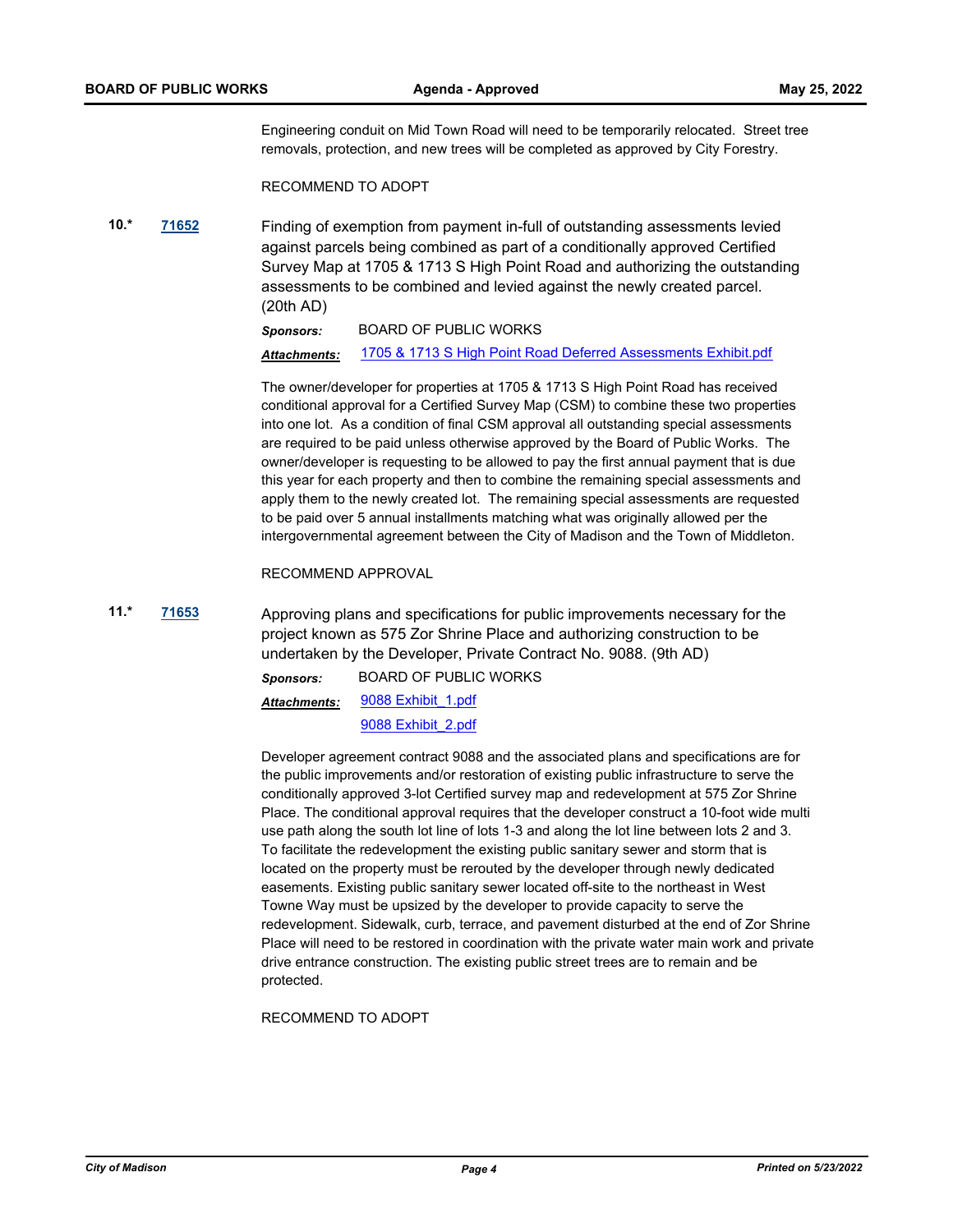Engineering conduit on Mid Town Road will need to be temporarily relocated. Street tree removals, protection, and new trees will be completed as approved by City Forestry.

RECOMMEND TO ADOPT

**10.*** **71652** Finding of exemption from payment in-full of outstanding assessments levied against parcels being combined as part of a conditionally approved Certified Survey Map at 1705 & 1713 S High Point Road and authorizing the outstanding assessments to be combined and levied against the newly created parcel. (20th AD)

***Sponsors:*** BOARD OF PUBLIC WORKS

***Attachments:*** 1705 & 1713 S High Point Road Deferred Assessments Exhibit.pdf

The owner/developer for properties at 1705 & 1713 S High Point Road has received conditional approval for a Certified Survey Map (CSM) to combine these two properties into one lot. As a condition of final CSM approval all outstanding special assessments are required to be paid unless otherwise approved by the Board of Public Works. The owner/developer is requesting to be allowed to pay the first annual payment that is due this year for each property and then to combine the remaining special assessments and apply them to the newly created lot. The remaining special assessments are requested to be paid over 5 annual installments matching what was originally allowed per the intergovernmental agreement between the City of Madison and the Town of Middleton.

RECOMMEND APPROVAL

**11.*** **71653** Approving plans and specifications for public improvements necessary for the project known as 575 Zor Shrine Place and authorizing construction to be undertaken by the Developer, Private Contract No. 9088. (9th AD)

***Sponsors:*** BOARD OF PUBLIC WORKS

***Attachments:*** 9088 Exhibit_1.pdf
9088 Exhibit_2.pdf

Developer agreement contract 9088 and the associated plans and specifications are for the public improvements and/or restoration of existing public infrastructure to serve the conditionally approved 3-lot Certified survey map and redevelopment at 575 Zor Shrine Place. The conditional approval requires that the developer construct a 10-foot wide multi use path along the south lot line of lots 1-3 and along the lot line between lots 2 and 3. To facilitate the redevelopment the existing public sanitary sewer and storm that is located on the property must be rerouted by the developer through newly dedicated easements. Existing public sanitary sewer located off-site to the northeast in West Towne Way must be upsized by the developer to provide capacity to serve the redevelopment. Sidewalk, curb, terrace, and pavement disturbed at the end of Zor Shrine Place will need to be restored in coordination with the private water main work and private drive entrance construction. The existing public street trees are to remain and be protected.

RECOMMEND TO ADOPT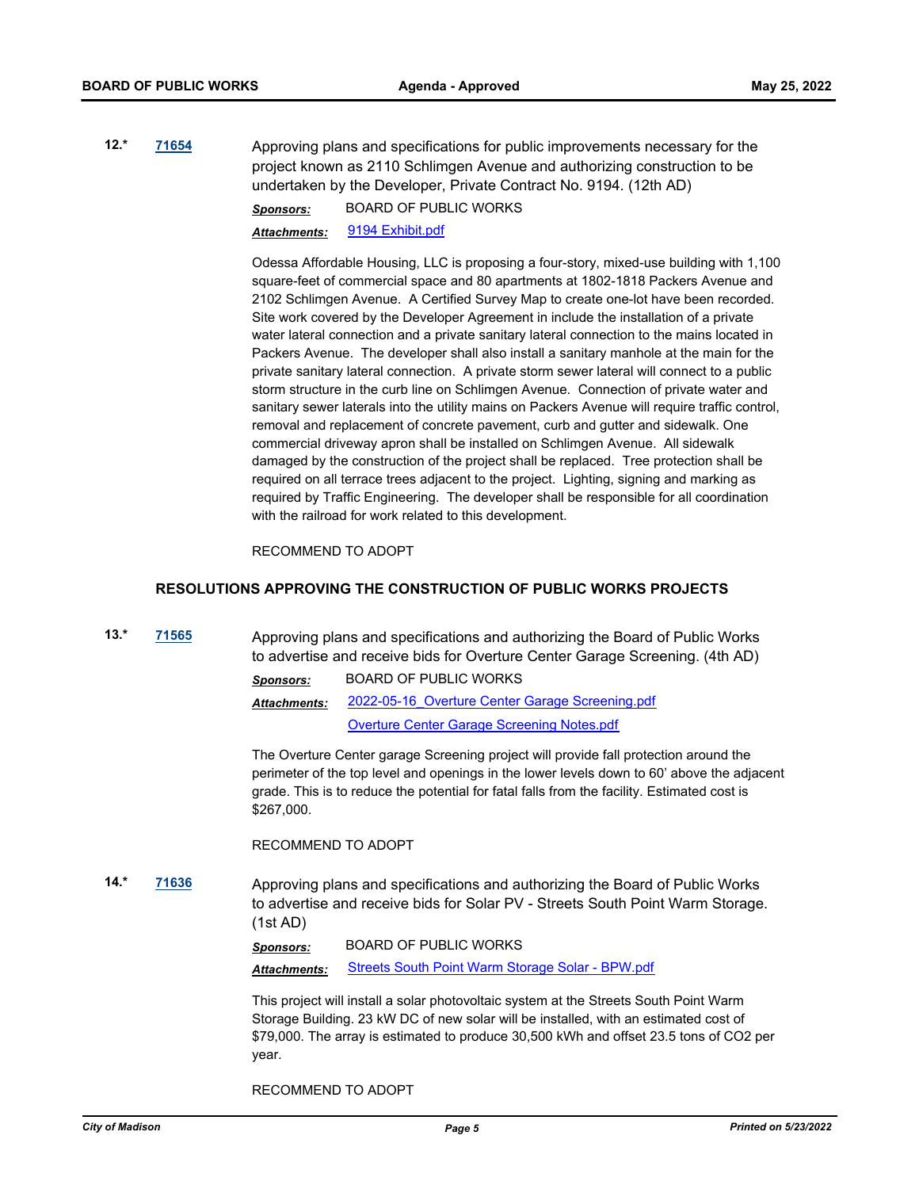**12.*** **71654** Approving plans and specifications for public improvements necessary for the project known as 2110 Schlimgen Avenue and authorizing construction to be undertaken by the Developer, Private Contract No. 9194. (12th AD)

*Sponsors:* BOARD OF PUBLIC WORKS

*Attachments:* 9194 Exhibit.pdf

Odessa Affordable Housing, LLC is proposing a four-story, mixed-use building with 1,100 square-feet of commercial space and 80 apartments at 1802-1818 Packers Avenue and 2102 Schlimgen Avenue. A Certified Survey Map to create one-lot have been recorded. Site work covered by the Developer Agreement in include the installation of a private water lateral connection and a private sanitary lateral connection to the mains located in Packers Avenue. The developer shall also install a sanitary manhole at the main for the private sanitary lateral connection. A private storm sewer lateral will connect to a public storm structure in the curb line on Schlimgen Avenue. Connection of private water and sanitary sewer laterals into the utility mains on Packers Avenue will require traffic control, removal and replacement of concrete pavement, curb and gutter and sidewalk. One commercial driveway apron shall be installed on Schlimgen Avenue. All sidewalk damaged by the construction of the project shall be replaced. Tree protection shall be required on all terrace trees adjacent to the project. Lighting, signing and marking as required by Traffic Engineering. The developer shall be responsible for all coordination with the railroad for work related to this development.

RECOMMEND TO ADOPT

## RESOLUTIONS APPROVING THE CONSTRUCTION OF PUBLIC WORKS PROJECTS

**13.*** **71565** Approving plans and specifications and authorizing the Board of Public Works to advertise and receive bids for Overture Center Garage Screening. (4th AD)

*Sponsors:* BOARD OF PUBLIC WORKS

*Attachments:* 2022-05-16_Overture Center Garage Screening.pdf
Overture Center Garage Screening Notes.pdf

The Overture Center garage Screening project will provide fall protection around the perimeter of the top level and openings in the lower levels down to 60' above the adjacent grade. This is to reduce the potential for fatal falls from the facility. Estimated cost is $267,000.

RECOMMEND TO ADOPT

**14.*** **71636** Approving plans and specifications and authorizing the Board of Public Works to advertise and receive bids for Solar PV - Streets South Point Warm Storage. (1st AD)

*Sponsors:* BOARD OF PUBLIC WORKS

*Attachments:* Streets South Point Warm Storage Solar - BPW.pdf

This project will install a solar photovoltaic system at the Streets South Point Warm Storage Building. 23 kW DC of new solar will be installed, with an estimated cost of $79,000. The array is estimated to produce 30,500 kWh and offset 23.5 tons of $CO_2$ per year.

RECOMMEND TO ADOPT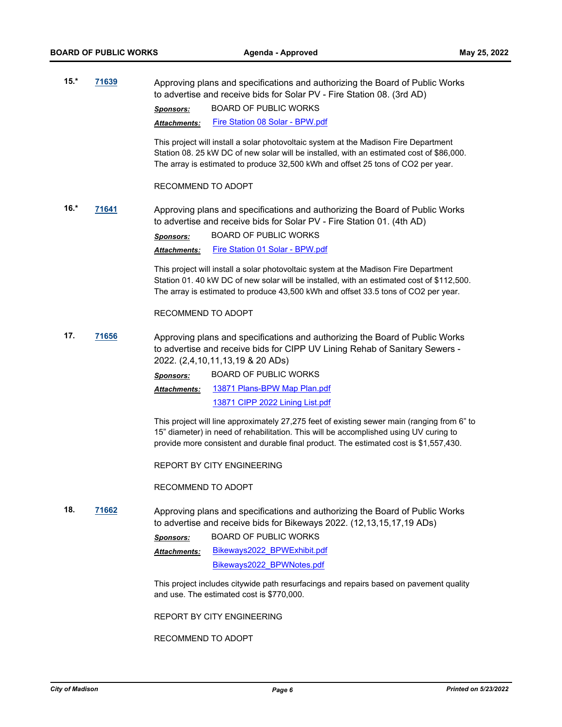**15.*** **71639**

Approving plans and specifications and authorizing the Board of Public Works to advertise and receive bids for Solar PV - Fire Station 08. (3rd AD)

***Sponsors:*** BOARD OF PUBLIC WORKS

***Attachments:*** Fire Station 08 Solar - BPW.pdf

This project will install a solar photovoltaic system at the Madison Fire Department Station 08. 25 kW DC of new solar will be installed, with an estimated cost of $86,000. The array is estimated to produce 32,500 kWh and offset 25 tons of $CO_2$ per year.

RECOMMEND TO ADOPT

**16.*** **71641**

Approving plans and specifications and authorizing the Board of Public Works to advertise and receive bids for Solar PV - Fire Station 01. (4th AD)

***Sponsors:*** BOARD OF PUBLIC WORKS

***Attachments:*** Fire Station 01 Solar - BPW.pdf

This project will install a solar photovoltaic system at the Madison Fire Department Station 01. 40 kW DC of new solar will be installed, with an estimated cost of $112,500. The array is estimated to produce 43,500 kWh and offset 33.5 tons of $CO_2$ per year.

RECOMMEND TO ADOPT

**17.** **71656**

Approving plans and specifications and authorizing the Board of Public Works to advertise and receive bids for CIPP UV Lining Rehab of Sanitary Sewers - 2022. (2,4,10,11,13,19 & 20 ADs)

***Sponsors:*** BOARD OF PUBLIC WORKS

***Attachments:*** 13871 Plans-BPW Map Plan.pdf
13871 CIPP 2022 Lining List.pdf

This project will line approximately 27,275 feet of existing sewer main (ranging from 6" to 15" diameter) in need of rehabilitation. This will be accomplished using UV curing to provide more consistent and durable final product. The estimated cost is $1,557,430.

REPORT BY CITY ENGINEERING

RECOMMEND TO ADOPT

**18.** **71662**

Approving plans and specifications and authorizing the Board of Public Works to advertise and receive bids for Bikeways 2022. (12,13,15,17,19 ADs)

***Sponsors:*** BOARD OF PUBLIC WORKS

***Attachments:*** Bikeways2022_BPWExhibit.pdf
Bikeways2022_BPWNotes.pdf

This project includes citywide path resurfacings and repairs based on pavement quality and use. The estimated cost is $770,000.

REPORT BY CITY ENGINEERING

RECOMMEND TO ADOPT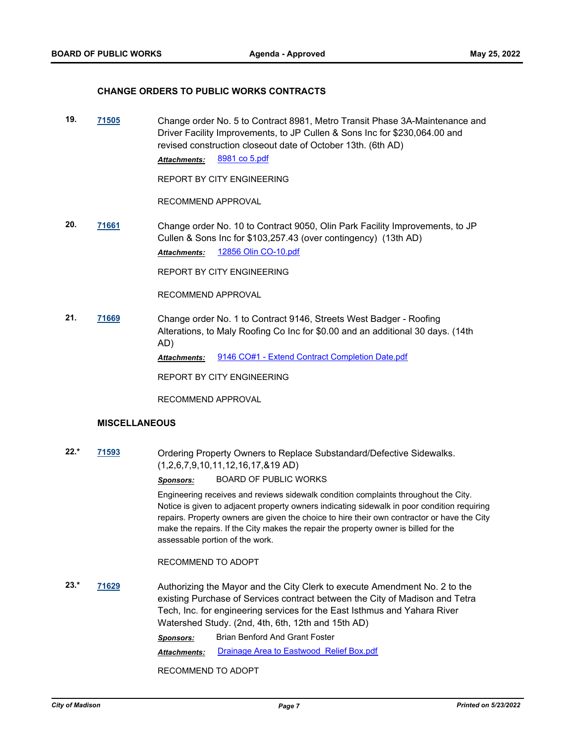### CHANGE ORDERS TO PUBLIC WORKS CONTRACTS

**19.** **71505** Change order No. 5 to Contract 8981, Metro Transit Phase 3A-Maintenance and Driver Facility Improvements, to JP Cullen & Sons Inc for $230,064.00 and revised construction closeout date of October 13th. (6th AD)

*Attachments:* 8981 co 5.pdf

REPORT BY CITY ENGINEERING

RECOMMEND APPROVAL

**20.** **71661** Change order No. 10 to Contract 9050, Olin Park Facility Improvements, to JP Cullen & Sons Inc for $103,257.43 (over contingency) (13th AD)

*Attachments:* 12856 Olin CO-10.pdf

REPORT BY CITY ENGINEERING

RECOMMEND APPROVAL

**21.** **71669** Change order No. 1 to Contract 9146, Streets West Badger - Roofing Alterations, to Maly Roofing Co Inc for $0.00 and an additional 30 days. (14th AD)

*Attachments:* 9146 CO#1 - Extend Contract Completion Date.pdf

REPORT BY CITY ENGINEERING

RECOMMEND APPROVAL

### MISCELLANEOUS

**22.*** **71593** Ordering Property Owners to Replace Substandard/Defective Sidewalks. (1,2,6,7,9,10,11,12,16,17,&19 AD)

*Sponsors:* BOARD OF PUBLIC WORKS

Engineering receives and reviews sidewalk condition complaints throughout the City. Notice is given to adjacent property owners indicating sidewalk in poor condition requiring repairs. Property owners are given the choice to hire their own contractor or have the City make the repairs. If the City makes the repair the property owner is billed for the assessable portion of the work.

RECOMMEND TO ADOPT

**23.*** **71629** Authorizing the Mayor and the City Clerk to execute Amendment No. 2 to the existing Purchase of Services contract between the City of Madison and Tetra Tech, Inc. for engineering services for the East Isthmus and Yahara River Watershed Study. (2nd, 4th, 6th, 12th and 15th AD)

*Sponsors:* Brian Benford And Grant Foster

*Attachments:* Drainage Area to Eastwood Relief Box.pdf

RECOMMEND TO ADOPT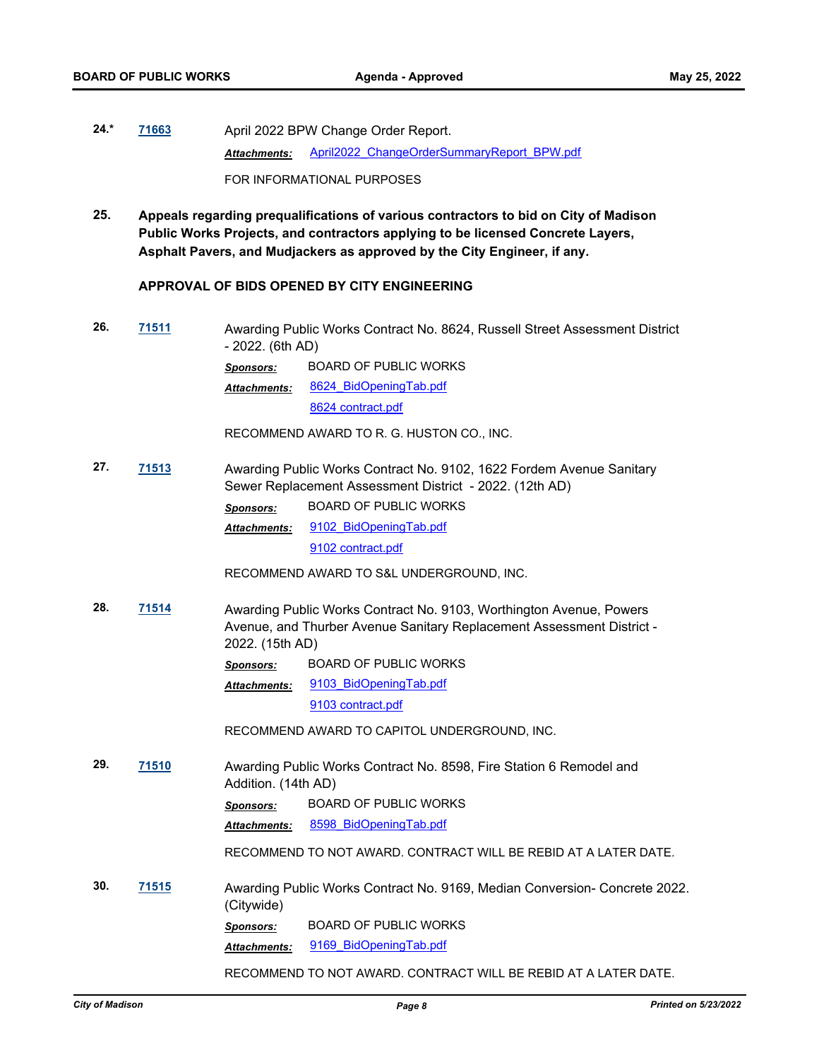**24.\*** **[71663]** April 2022 BPW Change Order Report.

*Attachments:* April2022_ChangeOrderSummaryReport_BPW.pdf

FOR INFORMATIONAL PURPOSES

**25. Appeals regarding prequalifications of various contractors to bid on City of Madison Public Works Projects, and contractors applying to be licensed Concrete Layers, Asphalt Pavers, and Mudjackers as approved by the City Engineer, if any.**

**APPROVAL OF BIDS OPENED BY CITY ENGINEERING**

**26.** **[71511]** Awarding Public Works Contract No. 8624, Russell Street Assessment District - 2022. (6th AD)

*Sponsors:* BOARD OF PUBLIC WORKS

*Attachments:* 8624_BidOpeningTab.pdf
8624 contract.pdf

RECOMMEND AWARD TO R. G. HUSTON CO., INC.

**27.** **[71513]** Awarding Public Works Contract No. 9102, 1622 Fordem Avenue Sanitary Sewer Replacement Assessment District - 2022. (12th AD)

*Sponsors:* BOARD OF PUBLIC WORKS

*Attachments:* 9102_BidOpeningTab.pdf
9102 contract.pdf

RECOMMEND AWARD TO S&L UNDERGROUND, INC.

**28.** **[71514]** Awarding Public Works Contract No. 9103, Worthington Avenue, Powers Avenue, and Thurber Avenue Sanitary Replacement Assessment District - 2022. (15th AD)

*Sponsors:* BOARD OF PUBLIC WORKS

*Attachments:* 9103_BidOpeningTab.pdf
9103 contract.pdf

RECOMMEND AWARD TO CAPITOL UNDERGROUND, INC.

**29.** **[71510]** Awarding Public Works Contract No. 8598, Fire Station 6 Remodel and Addition. (14th AD)

*Sponsors:* BOARD OF PUBLIC WORKS

*Attachments:* 8598_BidOpeningTab.pdf

RECOMMEND TO NOT AWARD. CONTRACT WILL BE REBID AT A LATER DATE.

**30.** **[71515]** Awarding Public Works Contract No. 9169, Median Conversion- Concrete 2022. (Citywide)

*Sponsors:* BOARD OF PUBLIC WORKS

*Attachments:* 9169_BidOpeningTab.pdf

RECOMMEND TO NOT AWARD. CONTRACT WILL BE REBID AT A LATER DATE.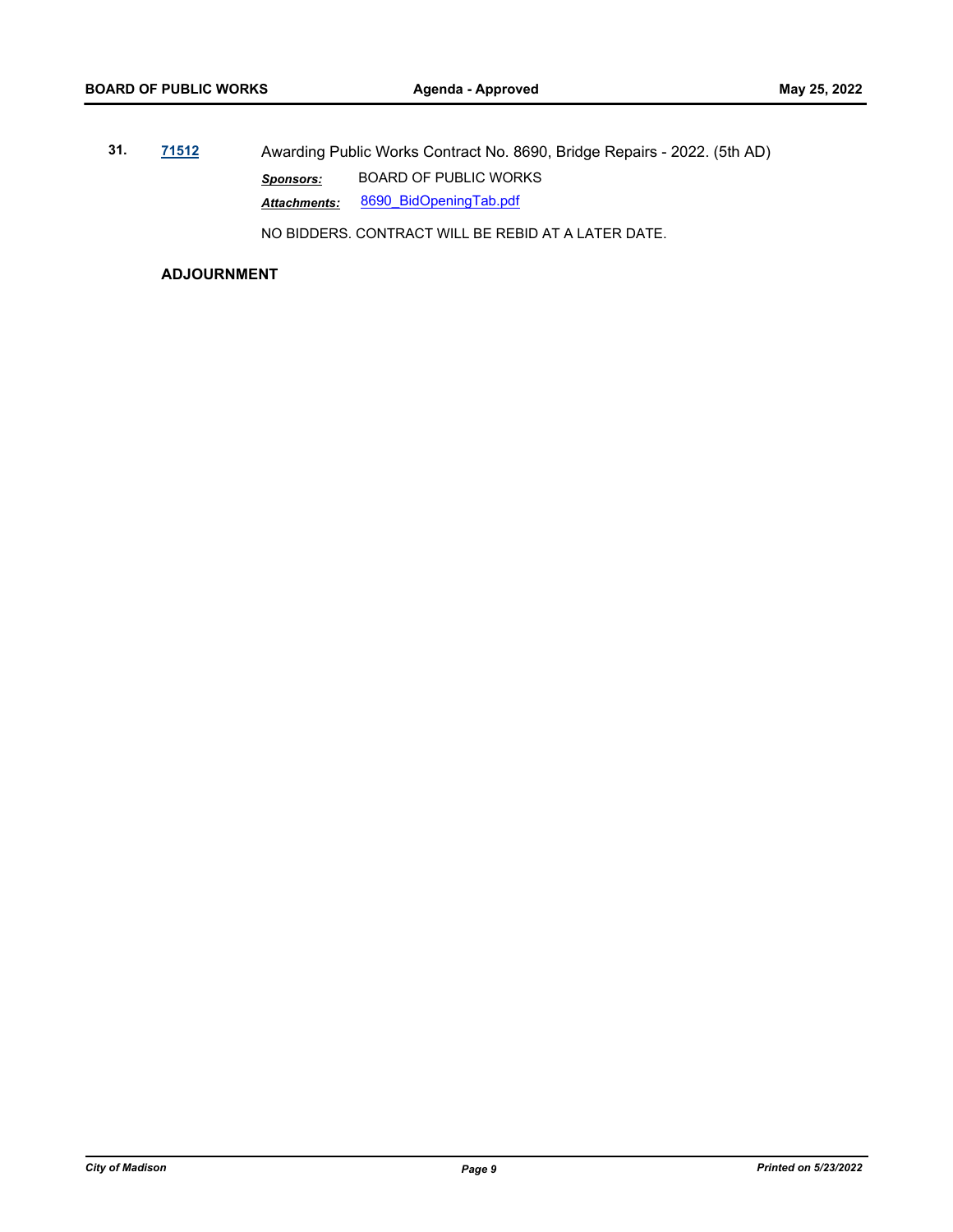**31.** **71512** Awarding Public Works Contract No. 8690, Bridge Repairs - 2022. (5th AD)

***Sponsors:*** BOARD OF PUBLIC WORKS

***Attachments:*** 8690_BidOpeningTab.pdf

NO BIDDERS. CONTRACT WILL BE REBID AT A LATER DATE.

**ADJOURNMENT**